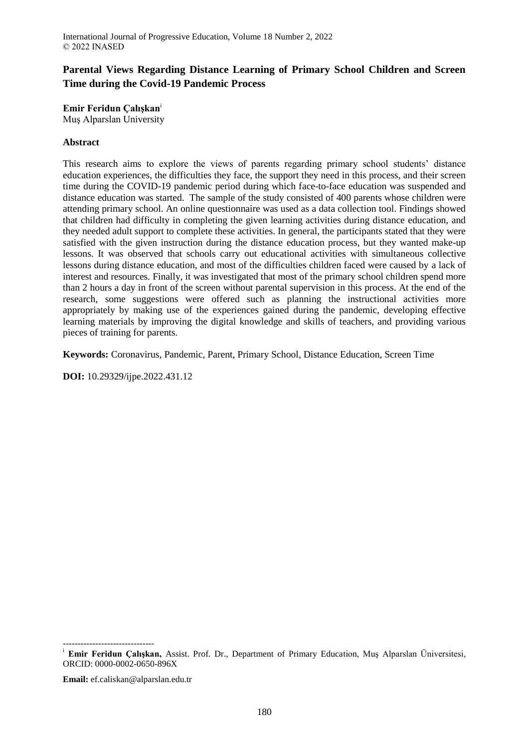# Parental Views Regarding Distance Learning of Primary School Children and Screen Time during the Covid-19 Pandemic Process

**Emir Feridun Çalışkan**[i]
Muş Alparslan University

## Abstract

This research aims to explore the views of parents regarding primary school students' distance education experiences, the difficulties they face, the support they need in this process, and their screen time during the COVID-19 pandemic period during which face-to-face education was suspended and distance education was started. The sample of the study consisted of 400 parents whose children were attending primary school. An online questionnaire was used as a data collection tool. Findings showed that children had difficulty in completing the given learning activities during distance education, and they needed adult support to complete these activities. In general, the participants stated that they were satisfied with the given instruction during the distance education process, but they wanted make-up lessons. It was observed that schools carry out educational activities with simultaneous collective lessons during distance education, and most of the difficulties children faced were caused by a lack of interest and resources. Finally, it was investigated that most of the primary school children spend more than 2 hours a day in front of the screen without parental supervision in this process. At the end of the research, some suggestions were offered such as planning the instructional activities more appropriately by making use of the experiences gained during the pandemic, developing effective learning materials by improving the digital knowledge and skills of teachers, and providing various pieces of training for parents.

**Keywords:** Coronavirus, Pandemic, Parent, Primary School, Distance Education, Screen Time

**DOI:** 10.29329/ijpe.2022.431.12

-------------------------------

[i] **Emir Feridun Çalışkan,** Assist. Prof. Dr., Department of Primary Education, Muş Alparslan Üniversitesi, ORCID: 0000-0002-0650-896X

**Email:** ef.caliskan@alparslan.edu.tr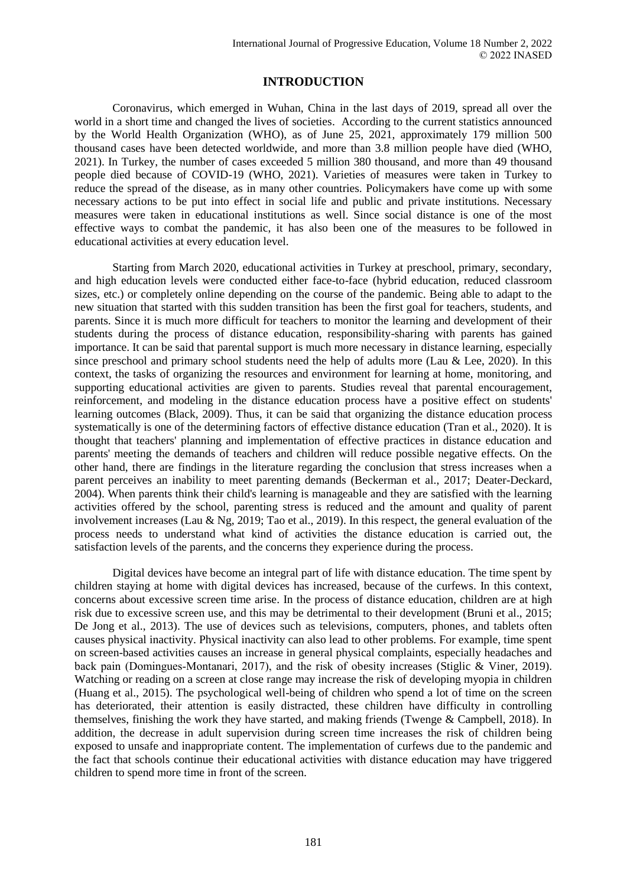## INTRODUCTION

Coronavirus, which emerged in Wuhan, China in the last days of 2019, spread all over the world in a short time and changed the lives of societies. According to the current statistics announced by the World Health Organization (WHO), as of June 25, 2021, approximately 179 million 500 thousand cases have been detected worldwide, and more than 3.8 million people have died (WHO, 2021). In Turkey, the number of cases exceeded 5 million 380 thousand, and more than 49 thousand people died because of COVID-19 (WHO, 2021). Varieties of measures were taken in Turkey to reduce the spread of the disease, as in many other countries. Policymakers have come up with some necessary actions to be put into effect in social life and public and private institutions. Necessary measures were taken in educational institutions as well. Since social distance is one of the most effective ways to combat the pandemic, it has also been one of the measures to be followed in educational activities at every education level.

Starting from March 2020, educational activities in Turkey at preschool, primary, secondary, and high education levels were conducted either face-to-face (hybrid education, reduced classroom sizes, etc.) or completely online depending on the course of the pandemic. Being able to adapt to the new situation that started with this sudden transition has been the first goal for teachers, students, and parents. Since it is much more difficult for teachers to monitor the learning and development of their students during the process of distance education, responsibility-sharing with parents has gained importance. It can be said that parental support is much more necessary in distance learning, especially since preschool and primary school students need the help of adults more (Lau & Lee, 2020). In this context, the tasks of organizing the resources and environment for learning at home, monitoring, and supporting educational activities are given to parents. Studies reveal that parental encouragement, reinforcement, and modeling in the distance education process have a positive effect on students' learning outcomes (Black, 2009). Thus, it can be said that organizing the distance education process systematically is one of the determining factors of effective distance education (Tran et al., 2020). It is thought that teachers' planning and implementation of effective practices in distance education and parents' meeting the demands of teachers and children will reduce possible negative effects. On the other hand, there are findings in the literature regarding the conclusion that stress increases when a parent perceives an inability to meet parenting demands (Beckerman et al., 2017; Deater-Deckard, 2004). When parents think their child's learning is manageable and they are satisfied with the learning activities offered by the school, parenting stress is reduced and the amount and quality of parent involvement increases (Lau & Ng, 2019; Tao et al., 2019). In this respect, the general evaluation of the process needs to understand what kind of activities the distance education is carried out, the satisfaction levels of the parents, and the concerns they experience during the process.

Digital devices have become an integral part of life with distance education. The time spent by children staying at home with digital devices has increased, because of the curfews. In this context, concerns about excessive screen time arise. In the process of distance education, children are at high risk due to excessive screen use, and this may be detrimental to their development (Bruni et al., 2015; De Jong et al., 2013). The use of devices such as televisions, computers, phones, and tablets often causes physical inactivity. Physical inactivity can also lead to other problems. For example, time spent on screen-based activities causes an increase in general physical complaints, especially headaches and back pain (Domingues-Montanari, 2017), and the risk of obesity increases (Stiglic & Viner, 2019). Watching or reading on a screen at close range may increase the risk of developing myopia in children (Huang et al., 2015). The psychological well-being of children who spend a lot of time on the screen has deteriorated, their attention is easily distracted, these children have difficulty in controlling themselves, finishing the work they have started, and making friends (Twenge & Campbell, 2018). In addition, the decrease in adult supervision during screen time increases the risk of children being exposed to unsafe and inappropriate content. The implementation of curfews due to the pandemic and the fact that schools continue their educational activities with distance education may have triggered children to spend more time in front of the screen.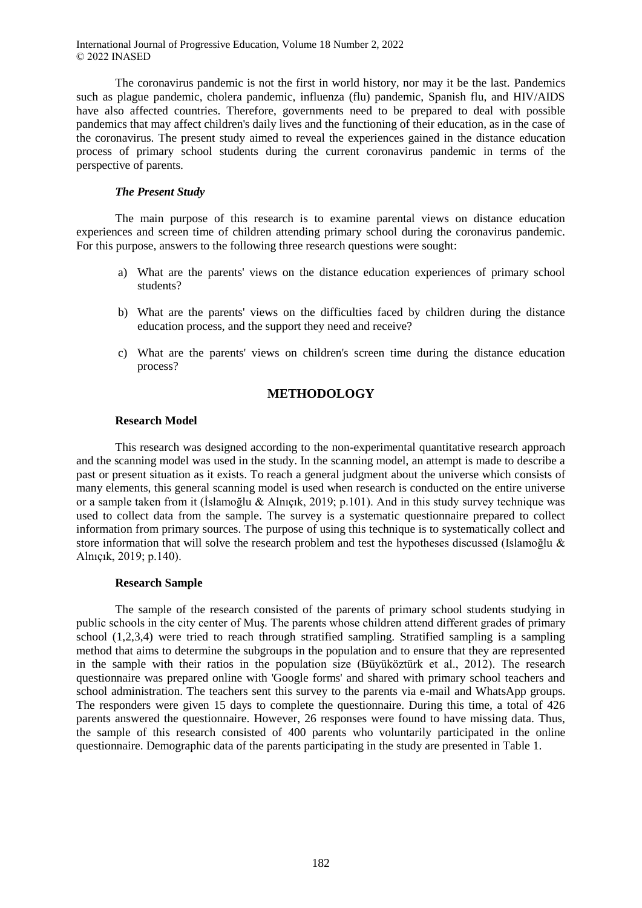The coronavirus pandemic is not the first in world history, nor may it be the last. Pandemics such as plague pandemic, cholera pandemic, influenza (flu) pandemic, Spanish flu, and HIV/AIDS have also affected countries. Therefore, governments need to be prepared to deal with possible pandemics that may affect children's daily lives and the functioning of their education, as in the case of the coronavirus. The present study aimed to reveal the experiences gained in the distance education process of primary school students during the current coronavirus pandemic in terms of the perspective of parents.

### *The Present Study*

The main purpose of this research is to examine parental views on distance education experiences and screen time of children attending primary school during the coronavirus pandemic. For this purpose, answers to the following three research questions were sought:

a) What are the parents' views on the distance education experiences of primary school students?

b) What are the parents' views on the difficulties faced by children during the distance education process, and the support they need and receive?

c) What are the parents' views on children's screen time during the distance education process?

## METHODOLOGY

### Research Model

This research was designed according to the non-experimental quantitative research approach and the scanning model was used in the study. In the scanning model, an attempt is made to describe a past or present situation as it exists. To reach a general judgment about the universe which consists of many elements, this general scanning model is used when research is conducted on the entire universe or a sample taken from it (İslamoğlu & Alnıçık, 2019; p.101). And in this study survey technique was used to collect data from the sample. The survey is a systematic questionnaire prepared to collect information from primary sources. The purpose of using this technique is to systematically collect and store information that will solve the research problem and test the hypotheses discussed (Islamoğlu & Alnıçık, 2019; p.140).

### Research Sample

The sample of the research consisted of the parents of primary school students studying in public schools in the city center of Muş. The parents whose children attend different grades of primary school (1,2,3,4) were tried to reach through stratified sampling. Stratified sampling is a sampling method that aims to determine the subgroups in the population and to ensure that they are represented in the sample with their ratios in the population size (Büyüköztürk et al., 2012). The research questionnaire was prepared online with 'Google forms' and shared with primary school teachers and school administration. The teachers sent this survey to the parents via e-mail and WhatsApp groups. The responders were given 15 days to complete the questionnaire. During this time, a total of 426 parents answered the questionnaire. However, 26 responses were found to have missing data. Thus, the sample of this research consisted of 400 parents who voluntarily participated in the online questionnaire. Demographic data of the parents participating in the study are presented in Table 1.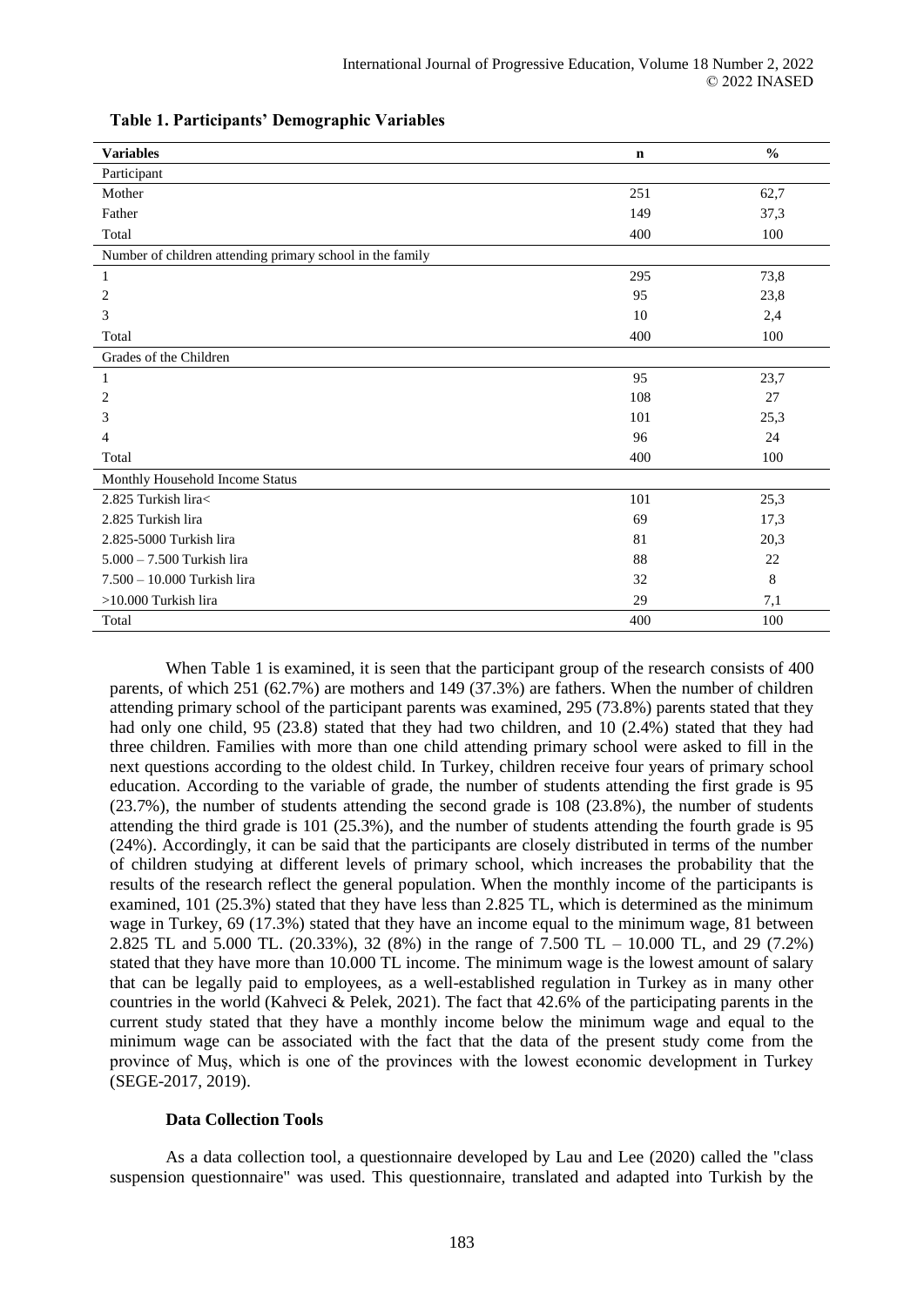**Table 1. Participants' Demographic Variables**

| Variables | n | % |
|---|---|---|
| Participant | | |
| Mother | 251 | 62,7 |
| Father | 149 | 37,3 |
| Total | 400 | 100 |
| Number of children attending primary school in the family | | |
| 1 | 295 | 73,8 |
| 2 | 95 | 23,8 |
| 3 | 10 | 2,4 |
| Total | 400 | 100 |
| Grades of the Children | | |
| 1 | 95 | 23,7 |
| 2 | 108 | 27 |
| 3 | 101 | 25,3 |
| 4 | 96 | 24 |
| Total | 400 | 100 |
| Monthly Household Income Status | | |
| 2.825 Turkish lira< | 101 | 25,3 |
| 2.825 Turkish lira | 69 | 17,3 |
| 2.825-5000 Turkish lira | 81 | 20,3 |
| 5.000 – 7.500 Turkish lira | 88 | 22 |
| 7.500 – 10.000 Turkish lira | 32 | 8 |
| >10.000 Turkish lira | 29 | 7,1 |
| Total | 400 | 100 |

When Table 1 is examined, it is seen that the participant group of the research consists of 400 parents, of which 251 (62.7%) are mothers and 149 (37.3%) are fathers. When the number of children attending primary school of the participant parents was examined, 295 (73.8%) parents stated that they had only one child, 95 (23.8) stated that they had two children, and 10 (2.4%) stated that they had three children. Families with more than one child attending primary school were asked to fill in the next questions according to the oldest child. In Turkey, children receive four years of primary school education. According to the variable of grade, the number of students attending the first grade is 95 (23.7%), the number of students attending the second grade is 108 (23.8%), the number of students attending the third grade is 101 (25.3%), and the number of students attending the fourth grade is 95 (24%). Accordingly, it can be said that the participants are closely distributed in terms of the number of children studying at different levels of primary school, which increases the probability that the results of the research reflect the general population. When the monthly income of the participants is examined, 101 (25.3%) stated that they have less than 2.825 TL, which is determined as the minimum wage in Turkey, 69 (17.3%) stated that they have an income equal to the minimum wage, 81 between 2.825 TL and 5.000 TL. (20.33%), 32 (8%) in the range of 7.500 TL – 10.000 TL, and 29 (7.2%) stated that they have more than 10.000 TL income. The minimum wage is the lowest amount of salary that can be legally paid to employees, as a well-established regulation in Turkey as in many other countries in the world (Kahveci & Pelek, 2021). The fact that 42.6% of the participating parents in the current study stated that they have a monthly income below the minimum wage and equal to the minimum wage can be associated with the fact that the data of the present study come from the province of Muş, which is one of the provinces with the lowest economic development in Turkey (SEGE-2017, 2019).

### Data Collection Tools

As a data collection tool, a questionnaire developed by Lau and Lee (2020) called the "class suspension questionnaire" was used. This questionnaire, translated and adapted into Turkish by the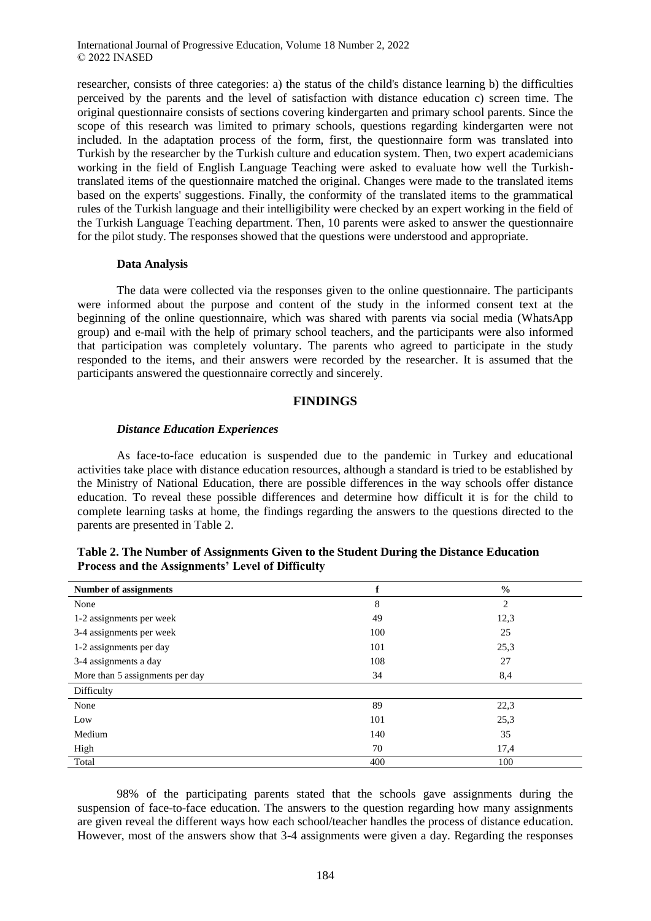researcher, consists of three categories: a) the status of the child's distance learning b) the difficulties perceived by the parents and the level of satisfaction with distance education c) screen time. The original questionnaire consists of sections covering kindergarten and primary school parents. Since the scope of this research was limited to primary schools, questions regarding kindergarten were not included. In the adaptation process of the form, first, the questionnaire form was translated into Turkish by the researcher by the Turkish culture and education system. Then, two expert academicians working in the field of English Language Teaching were asked to evaluate how well the Turkish-translated items of the questionnaire matched the original. Changes were made to the translated items based on the experts' suggestions. Finally, the conformity of the translated items to the grammatical rules of the Turkish language and their intelligibility were checked by an expert working in the field of the Turkish Language Teaching department. Then, 10 parents were asked to answer the questionnaire for the pilot study. The responses showed that the questions were understood and appropriate.

### Data Analysis

The data were collected via the responses given to the online questionnaire. The participants were informed about the purpose and content of the study in the informed consent text at the beginning of the online questionnaire, which was shared with parents via social media (WhatsApp group) and e-mail with the help of primary school teachers, and the participants were also informed that participation was completely voluntary. The parents who agreed to participate in the study responded to the items, and their answers were recorded by the researcher. It is assumed that the participants answered the questionnaire correctly and sincerely.

## FINDINGS

### *Distance Education Experiences*

As face-to-face education is suspended due to the pandemic in Turkey and educational activities take place with distance education resources, although a standard is tried to be established by the Ministry of National Education, there are possible differences in the way schools offer distance education. To reveal these possible differences and determine how difficult it is for the child to complete learning tasks at home, the findings regarding the answers to the questions directed to the parents are presented in Table 2.

**Table 2. The Number of Assignments Given to the Student During the Distance Education Process and the Assignments' Level of Difficulty**

| Number of assignments | f | % |
|---|---|---|
| None | 8 | 2 |
| 1-2 assignments per week | 49 | 12,3 |
| 3-4 assignments per week | 100 | 25 |
| 1-2 assignments per day | 101 | 25,3 |
| 3-4 assignments a day | 108 | 27 |
| More than 5 assignments per day | 34 | 8,4 |
| Difficulty | | |
| None | 89 | 22,3 |
| Low | 101 | 25,3 |
| Medium | 140 | 35 |
| High | 70 | 17,4 |
| Total | 400 | 100 |

98% of the participating parents stated that the schools gave assignments during the suspension of face-to-face education. The answers to the question regarding how many assignments are given reveal the different ways how each school/teacher handles the process of distance education. However, most of the answers show that 3-4 assignments were given a day. Regarding the responses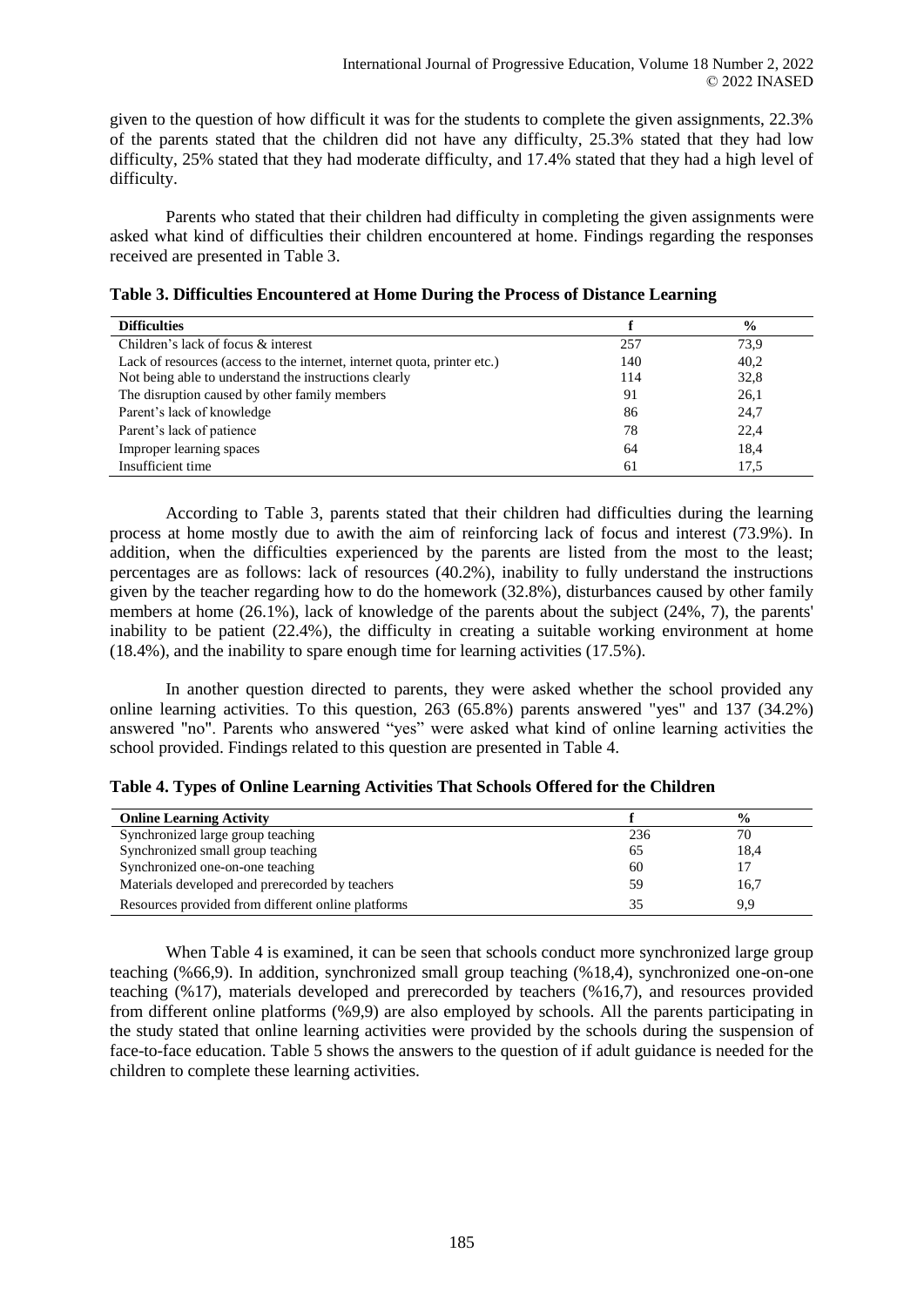given to the question of how difficult it was for the students to complete the given assignments, 22.3% of the parents stated that the children did not have any difficulty, 25.3% stated that they had low difficulty, 25% stated that they had moderate difficulty, and 17.4% stated that they had a high level of difficulty.

Parents who stated that their children had difficulty in completing the given assignments were asked what kind of difficulties their children encountered at home. Findings regarding the responses received are presented in Table 3.

**Table 3. Difficulties Encountered at Home During the Process of Distance Learning**

| Difficulties | f | % |
|---|---|---|
| Children's lack of focus & interest | 257 | 73,9 |
| Lack of resources (access to the internet, internet quota, printer etc.) | 140 | 40,2 |
| Not being able to understand the instructions clearly | 114 | 32,8 |
| The disruption caused by other family members | 91 | 26,1 |
| Parent's lack of knowledge | 86 | 24,7 |
| Parent's lack of patience | 78 | 22,4 |
| Improper learning spaces | 64 | 18,4 |
| Insufficient time | 61 | 17,5 |

According to Table 3, parents stated that their children had difficulties during the learning process at home mostly due to awith the aim of reinforcing lack of focus and interest (73.9%). In addition, when the difficulties experienced by the parents are listed from the most to the least; percentages are as follows: lack of resources (40.2%), inability to fully understand the instructions given by the teacher regarding how to do the homework (32.8%), disturbances caused by other family members at home (26.1%), lack of knowledge of the parents about the subject (24%, 7), the parents' inability to be patient (22.4%), the difficulty in creating a suitable working environment at home (18.4%), and the inability to spare enough time for learning activities (17.5%).

In another question directed to parents, they were asked whether the school provided any online learning activities. To this question, 263 (65.8%) parents answered "yes" and 137 (34.2%) answered "no". Parents who answered "yes" were asked what kind of online learning activities the school provided. Findings related to this question are presented in Table 4.

**Table 4. Types of Online Learning Activities That Schools Offered for the Children**

| Online Learning Activity | f | % |
|---|---|---|
| Synchronized large group teaching | 236 | 70 |
| Synchronized small group teaching | 65 | 18,4 |
| Synchronized one-on-one teaching | 60 | 17 |
| Materials developed and prerecorded by teachers | 59 | 16,7 |
| Resources provided from different online platforms | 35 | 9,9 |

When Table 4 is examined, it can be seen that schools conduct more synchronized large group teaching (%66,9). In addition, synchronized small group teaching (%18,4), synchronized one-on-one teaching (%17), materials developed and prerecorded by teachers (%16,7), and resources provided from different online platforms (%9,9) are also employed by schools. All the parents participating in the study stated that online learning activities were provided by the schools during the suspension of face-to-face education. Table 5 shows the answers to the question of if adult guidance is needed for the children to complete these learning activities.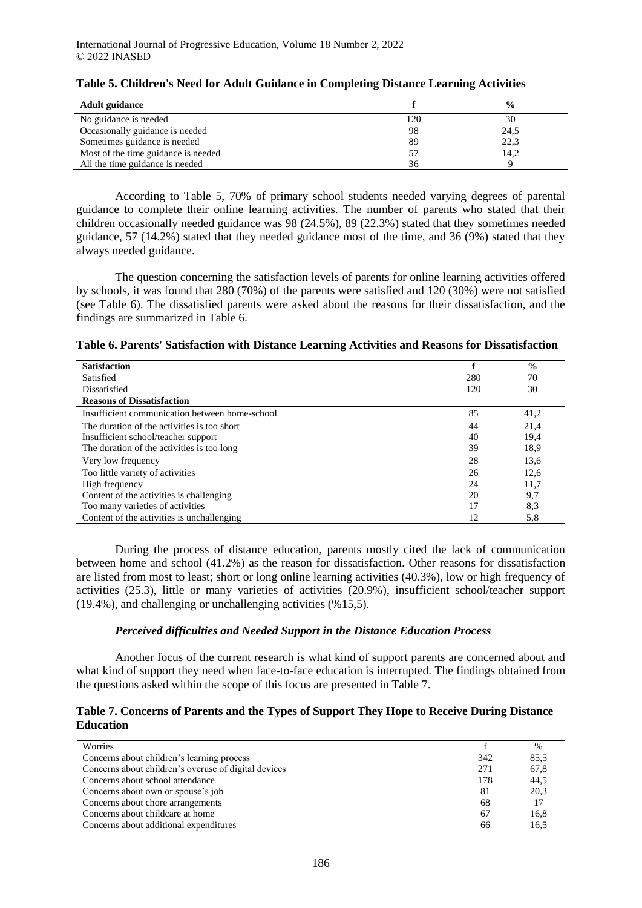**Table 5. Children's Need for Adult Guidance in Completing Distance Learning Activities**

| Adult guidance | f | % |
|---|---|---|
| No guidance is needed | 120 | 30 |
| Occasionally guidance is needed | 98 | 24,5 |
| Sometimes guidance is needed | 89 | 22,3 |
| Most of the time guidance is needed | 57 | 14,2 |
| All the time guidance is needed | 36 | 9 |

According to Table 5, 70% of primary school students needed varying degrees of parental guidance to complete their online learning activities. The number of parents who stated that their children occasionally needed guidance was 98 (24.5%), 89 (22.3%) stated that they sometimes needed guidance, 57 (14.2%) stated that they needed guidance most of the time, and 36 (9%) stated that they always needed guidance.

The question concerning the satisfaction levels of parents for online learning activities offered by schools, it was found that 280 (70%) of the parents were satisfied and 120 (30%) were not satisfied (see Table 6). The dissatisfied parents were asked about the reasons for their dissatisfaction, and the findings are summarized in Table 6.

**Table 6. Parents' Satisfaction with Distance Learning Activities and Reasons for Dissatisfaction**

| Satisfaction | f | % |
|---|---|---|
| Satisfied | 280 | 70 |
| Dissatisfied | 120 | 30 |
| **Reasons of Dissatisfaction** | | |
| Insufficient communication between home-school | 85 | 41,2 |
| The duration of the activities is too short | 44 | 21,4 |
| Insufficient school/teacher support | 40 | 19,4 |
| The duration of the activities is too long | 39 | 18,9 |
| Very low frequency | 28 | 13,6 |
| Too little variety of activities | 26 | 12,6 |
| High frequency | 24 | 11,7 |
| Content of the activities is challenging | 20 | 9,7 |
| Too many varieties of activities | 17 | 8,3 |
| Content of the activities is unchallenging | 12 | 5,8 |

During the process of distance education, parents mostly cited the lack of communication between home and school (41.2%) as the reason for dissatisfaction. Other reasons for dissatisfaction are listed from most to least; short or long online learning activities (40.3%), low or high frequency of activities (25.3), little or many varieties of activities (20.9%), insufficient school/teacher support (19.4%), and challenging or unchallenging activities (%15,5).

### *Perceived difficulties and Needed Support in the Distance Education Process*

Another focus of the current research is what kind of support parents are concerned about and what kind of support they need when face-to-face education is interrupted. The findings obtained from the questions asked within the scope of this focus are presented in Table 7.

**Table 7. Concerns of Parents and the Types of Support They Hope to Receive During Distance Education**

| Worries | f | % |
|---|---|---|
| Concerns about children's learning process | 342 | 85,5 |
| Concerns about children's overuse of digital devices | 271 | 67,8 |
| Concerns about school attendance | 178 | 44,5 |
| Concerns about own or spouse's job | 81 | 20,3 |
| Concerns about chore arrangements | 68 | 17 |
| Concerns about childcare at home | 67 | 16,8 |
| Concerns about additional expenditures | 66 | 16,5 |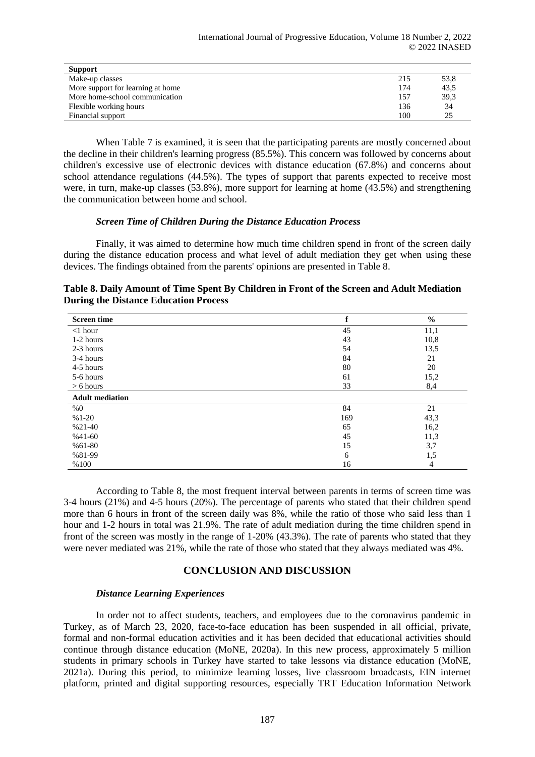| Support | | |
|---|---|---|
| Make-up classes | 215 | 53,8 |
| More support for learning at home | 174 | 43,5 |
| More home-school communication | 157 | 39,3 |
| Flexible working hours | 136 | 34 |
| Financial support | 100 | 25 |

When Table 7 is examined, it is seen that the participating parents are mostly concerned about the decline in their children's learning progress (85.5%). This concern was followed by concerns about children's excessive use of electronic devices with distance education (67.8%) and concerns about school attendance regulations (44.5%). The types of support that parents expected to receive most were, in turn, make-up classes (53.8%), more support for learning at home (43.5%) and strengthening the communication between home and school.

### *Screen Time of Children During the Distance Education Process*

Finally, it was aimed to determine how much time children spend in front of the screen daily during the distance education process and what level of adult mediation they get when using these devices. The findings obtained from the parents' opinions are presented in Table 8.

**Table 8. Daily Amount of Time Spent By Children in Front of the Screen and Adult Mediation During the Distance Education Process**

| Screen time | f | % |
|---|---|---|
| <1 hour | 45 | 11,1 |
| 1-2 hours | 43 | 10,8 |
| 2-3 hours | 54 | 13,5 |
| 3-4 hours | 84 | 21 |
| 4-5 hours | 80 | 20 |
| 5-6 hours | 61 | 15,2 |
| > 6 hours | 33 | 8,4 |
| **Adult mediation** | | |
| %0 | 84 | 21 |
| %1-20 | 169 | 43,3 |
| %21-40 | 65 | 16,2 |
| %41-60 | 45 | 11,3 |
| %61-80 | 15 | 3,7 |
| %81-99 | 6 | 1,5 |
| %100 | 16 | 4 |

According to Table 8, the most frequent interval between parents in terms of screen time was 3-4 hours (21%) and 4-5 hours (20%). The percentage of parents who stated that their children spend more than 6 hours in front of the screen daily was 8%, while the ratio of those who said less than 1 hour and 1-2 hours in total was 21.9%. The rate of adult mediation during the time children spend in front of the screen was mostly in the range of 1-20% (43.3%). The rate of parents who stated that they were never mediated was 21%, while the rate of those who stated that they always mediated was 4%.

## CONCLUSION AND DISCUSSION

### *Distance Learning Experiences*

In order not to affect students, teachers, and employees due to the coronavirus pandemic in Turkey, as of March 23, 2020, face-to-face education has been suspended in all official, private, formal and non-formal education activities and it has been decided that educational activities should continue through distance education (MoNE, 2020a). In this new process, approximately 5 million students in primary schools in Turkey have started to take lessons via distance education (MoNE, 2021a). During this period, to minimize learning losses, live classroom broadcasts, EIN internet platform, printed and digital supporting resources, especially TRT Education Information Network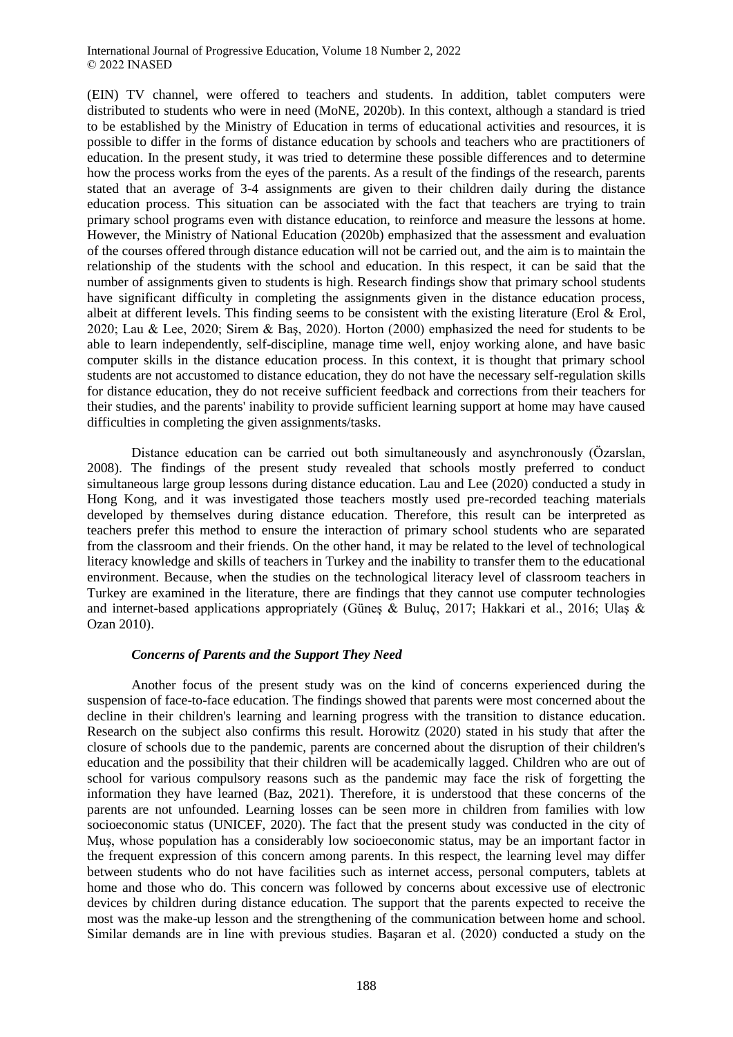(EIN) TV channel, were offered to teachers and students. In addition, tablet computers were distributed to students who were in need (MoNE, 2020b). In this context, although a standard is tried to be established by the Ministry of Education in terms of educational activities and resources, it is possible to differ in the forms of distance education by schools and teachers who are practitioners of education. In the present study, it was tried to determine these possible differences and to determine how the process works from the eyes of the parents. As a result of the findings of the research, parents stated that an average of 3-4 assignments are given to their children daily during the distance education process. This situation can be associated with the fact that teachers are trying to train primary school programs even with distance education, to reinforce and measure the lessons at home. However, the Ministry of National Education (2020b) emphasized that the assessment and evaluation of the courses offered through distance education will not be carried out, and the aim is to maintain the relationship of the students with the school and education. In this respect, it can be said that the number of assignments given to students is high. Research findings show that primary school students have significant difficulty in completing the assignments given in the distance education process, albeit at different levels. This finding seems to be consistent with the existing literature (Erol & Erol, 2020; Lau & Lee, 2020; Sirem & Baş, 2020). Horton (2000) emphasized the need for students to be able to learn independently, self-discipline, manage time well, enjoy working alone, and have basic computer skills in the distance education process. In this context, it is thought that primary school students are not accustomed to distance education, they do not have the necessary self-regulation skills for distance education, they do not receive sufficient feedback and corrections from their teachers for their studies, and the parents' inability to provide sufficient learning support at home may have caused difficulties in completing the given assignments/tasks.

Distance education can be carried out both simultaneously and asynchronously (Özarslan, 2008). The findings of the present study revealed that schools mostly preferred to conduct simultaneous large group lessons during distance education. Lau and Lee (2020) conducted a study in Hong Kong, and it was investigated those teachers mostly used pre-recorded teaching materials developed by themselves during distance education. Therefore, this result can be interpreted as teachers prefer this method to ensure the interaction of primary school students who are separated from the classroom and their friends. On the other hand, it may be related to the level of technological literacy knowledge and skills of teachers in Turkey and the inability to transfer them to the educational environment. Because, when the studies on the technological literacy level of classroom teachers in Turkey are examined in the literature, there are findings that they cannot use computer technologies and internet-based applications appropriately (Güneş & Buluç, 2017; Hakkari et al., 2016; Ulaş & Ozan 2010).

### *Concerns of Parents and the Support They Need*

Another focus of the present study was on the kind of concerns experienced during the suspension of face-to-face education. The findings showed that parents were most concerned about the decline in their children's learning and learning progress with the transition to distance education. Research on the subject also confirms this result. Horowitz (2020) stated in his study that after the closure of schools due to the pandemic, parents are concerned about the disruption of their children's education and the possibility that their children will be academically lagged. Children who are out of school for various compulsory reasons such as the pandemic may face the risk of forgetting the information they have learned (Baz, 2021). Therefore, it is understood that these concerns of the parents are not unfounded. Learning losses can be seen more in children from families with low socioeconomic status (UNICEF, 2020). The fact that the present study was conducted in the city of Muş, whose population has a considerably low socioeconomic status, may be an important factor in the frequent expression of this concern among parents. In this respect, the learning level may differ between students who do not have facilities such as internet access, personal computers, tablets at home and those who do. This concern was followed by concerns about excessive use of electronic devices by children during distance education. The support that the parents expected to receive the most was the make-up lesson and the strengthening of the communication between home and school. Similar demands are in line with previous studies. Başaran et al. (2020) conducted a study on the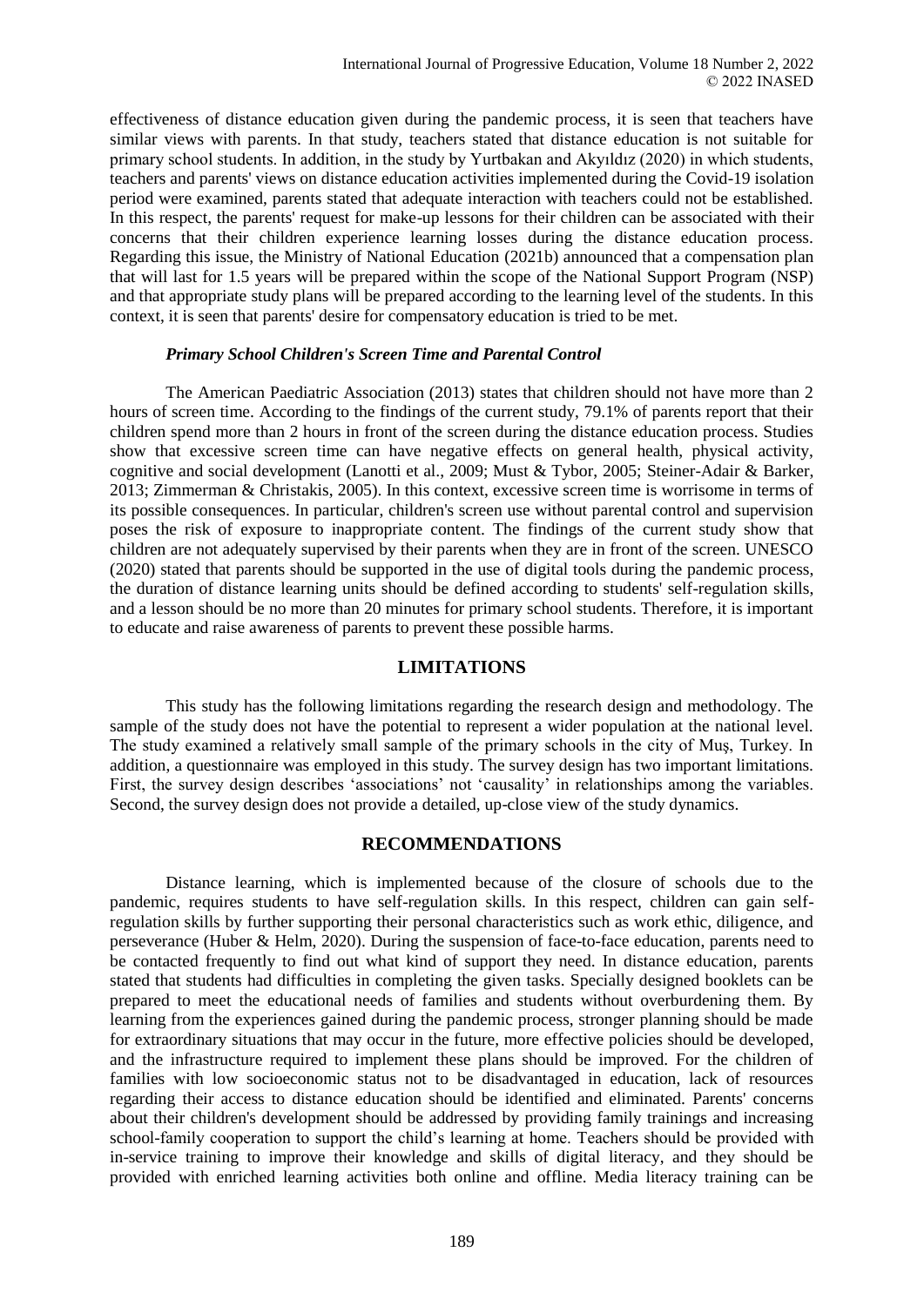effectiveness of distance education given during the pandemic process, it is seen that teachers have similar views with parents. In that study, teachers stated that distance education is not suitable for primary school students. In addition, in the study by Yurtbakan and Akyıldız (2020) in which students, teachers and parents' views on distance education activities implemented during the Covid-19 isolation period were examined, parents stated that adequate interaction with teachers could not be established. In this respect, the parents' request for make-up lessons for their children can be associated with their concerns that their children experience learning losses during the distance education process. Regarding this issue, the Ministry of National Education (2021b) announced that a compensation plan that will last for 1.5 years will be prepared within the scope of the National Support Program (NSP) and that appropriate study plans will be prepared according to the learning level of the students. In this context, it is seen that parents' desire for compensatory education is tried to be met.

#### *Primary School Children's Screen Time and Parental Control*

The American Paediatric Association (2013) states that children should not have more than 2 hours of screen time. According to the findings of the current study, 79.1% of parents report that their children spend more than 2 hours in front of the screen during the distance education process. Studies show that excessive screen time can have negative effects on general health, physical activity, cognitive and social development (Lanotti et al., 2009; Must & Tybor, 2005; Steiner-Adair & Barker, 2013; Zimmerman & Christakis, 2005). In this context, excessive screen time is worrisome in terms of its possible consequences. In particular, children's screen use without parental control and supervision poses the risk of exposure to inappropriate content. The findings of the current study show that children are not adequately supervised by their parents when they are in front of the screen. UNESCO (2020) stated that parents should be supported in the use of digital tools during the pandemic process, the duration of distance learning units should be defined according to students' self-regulation skills, and a lesson should be no more than 20 minutes for primary school students. Therefore, it is important to educate and raise awareness of parents to prevent these possible harms.

## LIMITATIONS

This study has the following limitations regarding the research design and methodology. The sample of the study does not have the potential to represent a wider population at the national level. The study examined a relatively small sample of the primary schools in the city of Muş, Turkey. In addition, a questionnaire was employed in this study. The survey design has two important limitations. First, the survey design describes 'associations' not 'causality' in relationships among the variables. Second, the survey design does not provide a detailed, up-close view of the study dynamics.

## RECOMMENDATIONS

Distance learning, which is implemented because of the closure of schools due to the pandemic, requires students to have self-regulation skills. In this respect, children can gain self-regulation skills by further supporting their personal characteristics such as work ethic, diligence, and perseverance (Huber & Helm, 2020). During the suspension of face-to-face education, parents need to be contacted frequently to find out what kind of support they need. In distance education, parents stated that students had difficulties in completing the given tasks. Specially designed booklets can be prepared to meet the educational needs of families and students without overburdening them. By learning from the experiences gained during the pandemic process, stronger planning should be made for extraordinary situations that may occur in the future, more effective policies should be developed, and the infrastructure required to implement these plans should be improved. For the children of families with low socioeconomic status not to be disadvantaged in education, lack of resources regarding their access to distance education should be identified and eliminated. Parents' concerns about their children's development should be addressed by providing family trainings and increasing school-family cooperation to support the child's learning at home. Teachers should be provided with in-service training to improve their knowledge and skills of digital literacy, and they should be provided with enriched learning activities both online and offline. Media literacy training can be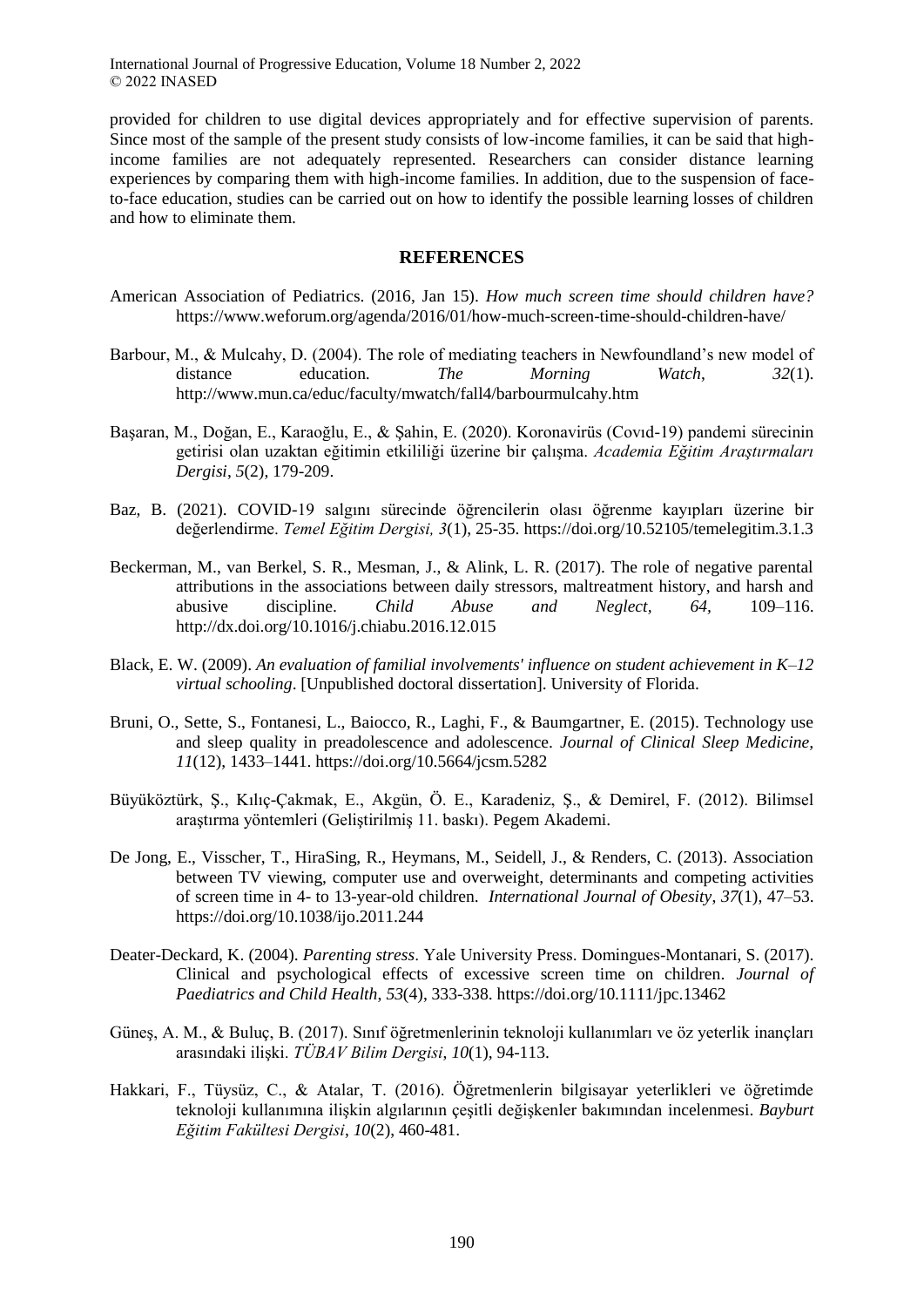provided for children to use digital devices appropriately and for effective supervision of parents. Since most of the sample of the present study consists of low-income families, it can be said that high-income families are not adequately represented. Researchers can consider distance learning experiences by comparing them with high-income families. In addition, due to the suspension of face-to-face education, studies can be carried out on how to identify the possible learning losses of children and how to eliminate them.

## REFERENCES

American Association of Pediatrics. (2016, Jan 15). *How much screen time should children have?* https://www.weforum.org/agenda/2016/01/how-much-screen-time-should-children-have/

Barbour, M., & Mulcahy, D. (2004). The role of mediating teachers in Newfoundland's new model of distance education. *The Morning Watch*, *32*(1). http://www.mun.ca/educ/faculty/mwatch/fall4/barbourmulcahy.htm

Başaran, M., Doğan, E., Karaoğlu, E., & Şahin, E. (2020). Koronavirüs (Covıd-19) pandemi sürecinin getirisi olan uzaktan eğitimin etkililiği üzerine bir çalışma. *Academia Eğitim Araştırmaları Dergisi*, *5*(2), 179-209.

Baz, B. (2021). COVID-19 salgını sürecinde öğrencilerin olası öğrenme kayıpları üzerine bir değerlendirme. *Temel Eğitim Dergisi, 3*(1), 25-35. https://doi.org/10.52105/temelegitim.3.1.3

Beckerman, M., van Berkel, S. R., Mesman, J., & Alink, L. R. (2017). The role of negative parental attributions in the associations between daily stressors, maltreatment history, and harsh and abusive discipline. *Child Abuse and Neglect*, *64*, 109–116. http://dx.doi.org/10.1016/j.chiabu.2016.12.015

Black, E. W. (2009). *An evaluation of familial involvements' influence on student achievement in K–12 virtual schooling*. [Unpublished doctoral dissertation]. University of Florida.

Bruni, O., Sette, S., Fontanesi, L., Baiocco, R., Laghi, F., & Baumgartner, E. (2015). Technology use and sleep quality in preadolescence and adolescence. *Journal of Clinical Sleep Medicine*, *11*(12), 1433–1441. https://doi.org/10.5664/jcsm.5282

Büyüköztürk, Ş., Kılıç-Çakmak, E., Akgün, Ö. E., Karadeniz, Ş., & Demirel, F. (2012). Bilimsel araştırma yöntemleri (Geliştirilmiş 11. baskı). Pegem Akademi.

De Jong, E., Visscher, T., HiraSing, R., Heymans, M., Seidell, J., & Renders, C. (2013). Association between TV viewing, computer use and overweight, determinants and competing activities of screen time in 4- to 13-year-old children. *International Journal of Obesity*, *37*(1), 47–53. https://doi.org/10.1038/ijo.2011.244

Deater-Deckard, K. (2004). *Parenting stress*. Yale University Press. Domingues-Montanari, S. (2017). Clinical and psychological effects of excessive screen time on children. *Journal of Paediatrics and Child Health*, *53*(4), 333-338. https://doi.org/10.1111/jpc.13462

Güneş, A. M., & Buluç, B. (2017). Sınıf öğretmenlerinin teknoloji kullanımları ve öz yeterlik inançları arasındaki ilişki. *TÜBAV Bilim Dergisi*, *10*(1), 94-113.

Hakkari, F., Tüysüz, C., & Atalar, T. (2016). Öğretmenlerin bilgisayar yeterlikleri ve öğretimde teknoloji kullanımına ilişkin algılarının çeşitli değişkenler bakımından incelenmesi. *Bayburt Eğitim Fakültesi Dergisi*, *10*(2), 460-481.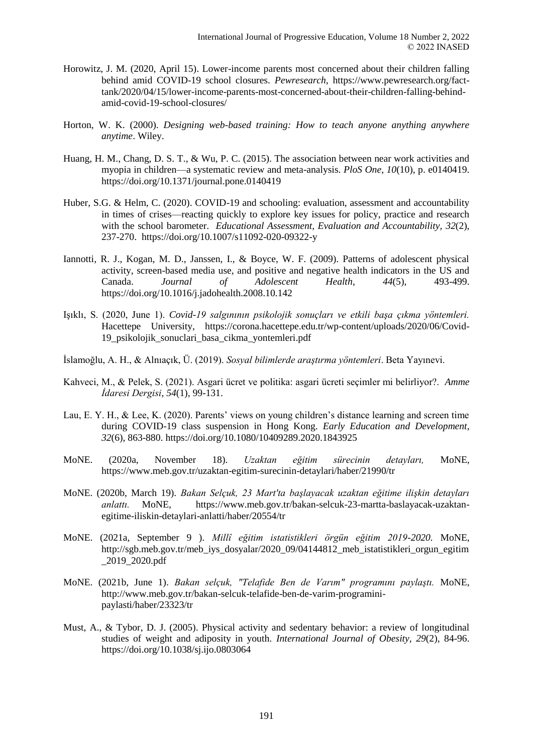Horowitz, J. M. (2020, April 15). Lower-income parents most concerned about their children falling behind amid COVID-19 school closures. *Pewresearch*, https://www.pewresearch.org/fact-tank/2020/04/15/lower-income-parents-most-concerned-about-their-children-falling-behind-amid-covid-19-school-closures/

Horton, W. K. (2000). *Designing web-based training: How to teach anyone anything anywhere anytime*. Wiley.

Huang, H. M., Chang, D. S. T., & Wu, P. C. (2015). The association between near work activities and myopia in children—a systematic review and meta-analysis. *PloS One*, *10*(10), p. e0140419. https://doi.org/10.1371/journal.pone.0140419

Huber, S.G. & Helm, C. (2020). COVID-19 and schooling: evaluation, assessment and accountability in times of crises—reacting quickly to explore key issues for policy, practice and research with the school barometer. *Educational Assessment, Evaluation and Accountability, 32*(2), 237-270. https://doi.org/10.1007/s11092-020-09322-y

Iannotti, R. J., Kogan, M. D., Janssen, I., & Boyce, W. F. (2009). Patterns of adolescent physical activity, screen-based media use, and positive and negative health indicators in the US and Canada. *Journal of Adolescent Health*, *44*(5), 493-499. https://doi.org/10.1016/j.jadohealth.2008.10.142

Işıklı, S. (2020, June 1). *Covid-19 salgınının psikolojik sonuçları ve etkili başa çıkma yöntemleri.* Hacettepe University, https://corona.hacettepe.edu.tr/wp-content/uploads/2020/06/Covid-19_psikolojik_sonuclari_basa_cikma_yontemleri.pdf

İslamoğlu, A. H., & Alnıaçık, Ü. (2019). *Sosyal bilimlerde araştırma yöntemleri*. Beta Yayınevi.

Kahveci, M., & Pelek, S. (2021). Asgari ücret ve politika: asgari ücreti seçimler mi belirliyor?. *Amme İdaresi Dergisi*, *54*(1), 99-131.

Lau, E. Y. H., & Lee, K. (2020). Parents' views on young children's distance learning and screen time during COVID-19 class suspension in Hong Kong. *Early Education and Development*, *32*(6), 863-880. https://doi.org/10.1080/10409289.2020.1843925

MoNE. (2020a, November 18). *Uzaktan eğitim sürecinin detayları,* MoNE, https://www.meb.gov.tr/uzaktan-egitim-surecinin-detaylari/haber/21990/tr

MoNE. (2020b, March 19). *Bakan Selçuk, 23 Mart'ta başlayacak uzaktan eğitime ilişkin detayları anlattı.* MoNE, https://www.meb.gov.tr/bakan-selcuk-23-martta-baslayacak-uzaktan-egitime-iliskin-detaylari-anlatti/haber/20554/tr

MoNE. (2021a, September 9 ). *Millî eğitim istatistikleri örgün eğitim 2019-2020.* MoNE, http://sgb.meb.gov.tr/meb_iys_dosyalar/2020_09/04144812_meb_istatistikleri_orgun_egitim_2019_2020.pdf

MoNE. (2021b, June 1). *Bakan selçuk, "Telafide Ben de Varım" programını paylaştı.* MoNE, http://www.meb.gov.tr/bakan-selcuk-telafide-ben-de-varim-programini-paylasti/haber/23323/tr

Must, A., & Tybor, D. J. (2005). Physical activity and sedentary behavior: a review of longitudinal studies of weight and adiposity in youth. *International Journal of Obesity, 29*(2), 84-96. https://doi.org/10.1038/sj.ijo.0803064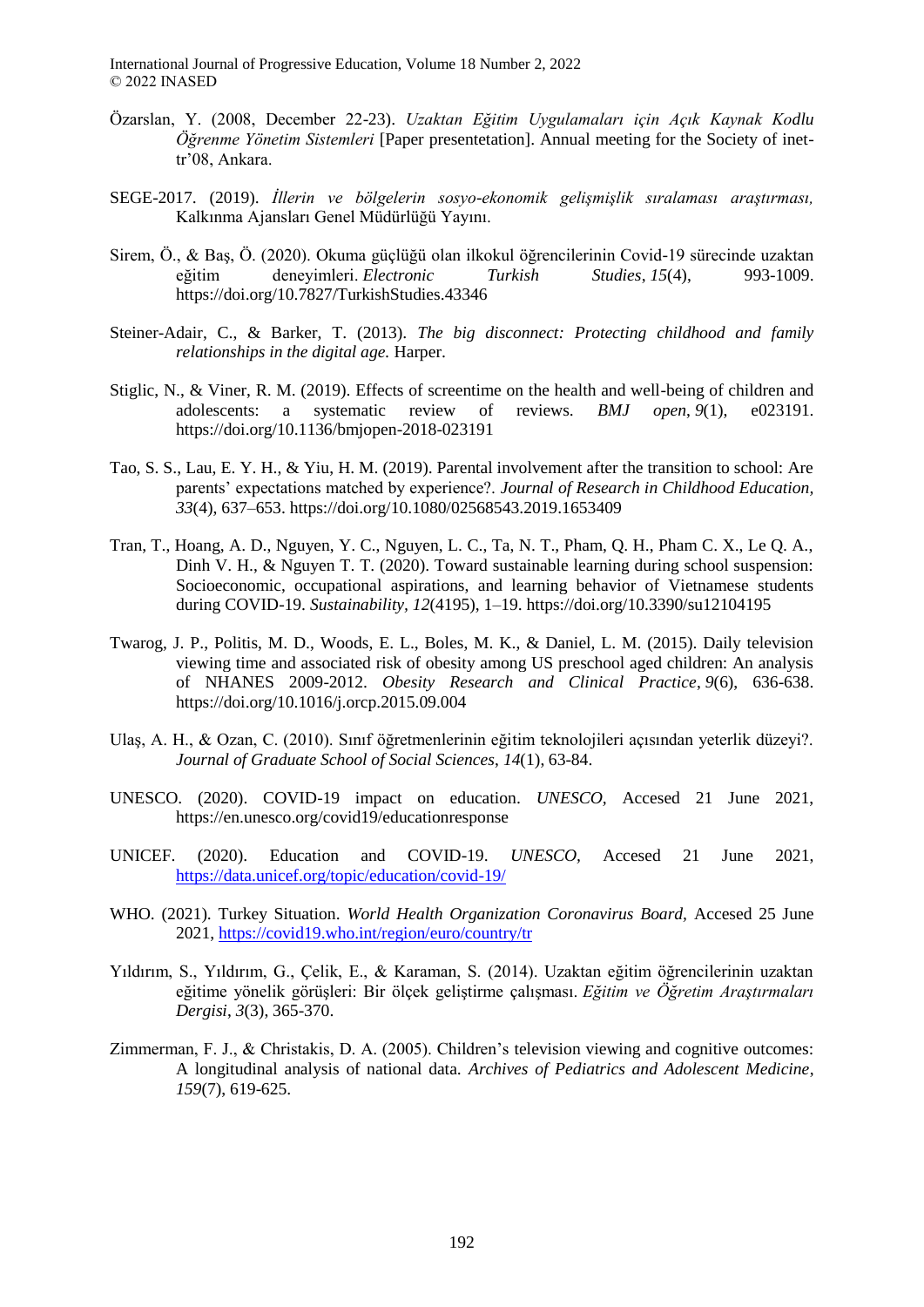Özarslan, Y. (2008, December 22-23). *Uzaktan Eğitim Uygulamaları için Açık Kaynak Kodlu Öğrenme Yönetim Sistemleri* [Paper presentetation]. Annual meeting for the Society of inet-tr'08, Ankara.

SEGE-2017. (2019). *İllerin ve bölgelerin sosyo-ekonomik gelişmişlik sıralaması araştırması,* Kalkınma Ajansları Genel Müdürlüğü Yayını.

Sirem, Ö., & Baş, Ö. (2020). Okuma güçlüğü olan ilkokul öğrencilerinin Covid-19 sürecinde uzaktan eğitim deneyimleri. *Electronic Turkish Studies*, *15*(4), 993-1009. https://doi.org/10.7827/TurkishStudies.43346

Steiner-Adair, C., & Barker, T. (2013). *The big disconnect: Protecting childhood and family relationships in the digital age.* Harper.

Stiglic, N., & Viner, R. M. (2019). Effects of screentime on the health and well-being of children and adolescents: a systematic review of reviews. *BMJ open*, *9*(1), e023191. https://doi.org/10.1136/bmjopen-2018-023191

Tao, S. S., Lau, E. Y. H., & Yiu, H. M. (2019). Parental involvement after the transition to school: Are parents' expectations matched by experience?. *Journal of Research in Childhood Education, 33*(4), 637–653. https://doi.org/10.1080/02568543.2019.1653409

Tran, T., Hoang, A. D., Nguyen, Y. C., Nguyen, L. C., Ta, N. T., Pham, Q. H., Pham C. X., Le Q. A., Dinh V. H., & Nguyen T. T. (2020). Toward sustainable learning during school suspension: Socioeconomic, occupational aspirations, and learning behavior of Vietnamese students during COVID-19. *Sustainability, 12*(4195), 1–19. https://doi.org/10.3390/su12104195

Twarog, J. P., Politis, M. D., Woods, E. L., Boles, M. K., & Daniel, L. M. (2015). Daily television viewing time and associated risk of obesity among US preschool aged children: An analysis of NHANES 2009-2012. *Obesity Research and Clinical Practice*, *9*(6), 636-638. https://doi.org/10.1016/j.orcp.2015.09.004

Ulaş, A. H., & Ozan, C. (2010). Sınıf öğretmenlerinin eğitim teknolojileri açısından yeterlik düzeyi?. *Journal of Graduate School of Social Sciences*, *14*(1), 63-84.

UNESCO. (2020). COVID-19 impact on education. *UNESCO,* Accesed 21 June 2021, https://en.unesco.org/covid19/educationresponse

UNICEF. (2020). Education and COVID-19. *UNESCO,* Accesed 21 June 2021, https://data.unicef.org/topic/education/covid-19/

WHO. (2021). Turkey Situation. *World Health Organization Coronavirus Board,* Accesed 25 June 2021, https://covid19.who.int/region/euro/country/tr

Yıldırım, S., Yıldırım, G., Çelik, E., & Karaman, S. (2014). Uzaktan eğitim öğrencilerinin uzaktan eğitime yönelik görüşleri: Bir ölçek geliştirme çalışması. *Eğitim ve Öğretim Araştırmaları Dergisi*, *3*(3), 365-370.

Zimmerman, F. J., & Christakis, D. A. (2005). Children's television viewing and cognitive outcomes: A longitudinal analysis of national data. *Archives of Pediatrics and Adolescent Medicine*, *159*(7), 619-625.